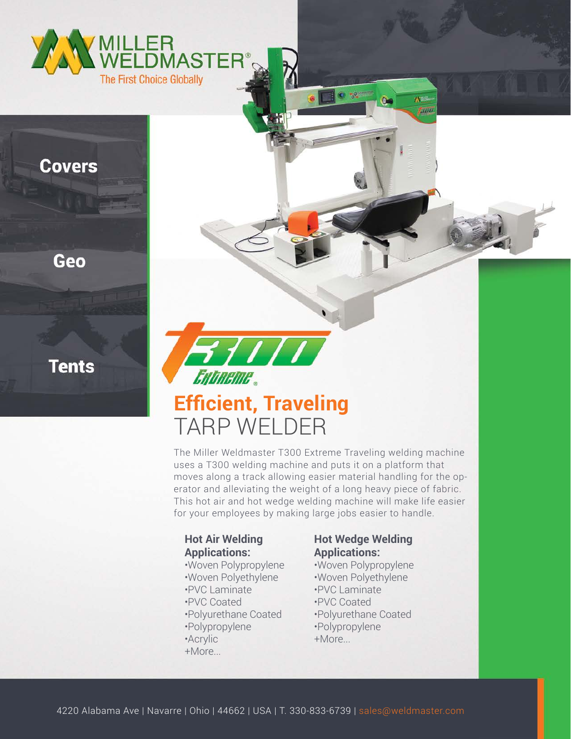MILLER WELDMASTER®

The First Choice Globally

Covers

Geo

Tents

T300 Extreme®

# Efficient, Traveling
# TARP WELDER

The Miller Weldmaster T300 Extreme Traveling welding machine uses a T300 welding machine and puts it on a platform that moves along a track allowing easier material handling for the operator and alleviating the weight of a long heavy piece of fabric. This hot air and hot wedge welding machine will make life easier for your employees by making large jobs easier to handle.

### Hot Air Welding Applications:

- Woven Polypropylene
- Woven Polyethylene
- PVC Laminate
- PVC Coated
- Polyurethane Coated
- Polypropylene
- Acrylic

+More...

### Hot Wedge Welding Applications:

- Woven Polypropylene
- Woven Polyethylene
- PVC Laminate
- PVC Coated
- Polyurethane Coated
- Polypropylene

+More...

4220 Alabama Ave | Navarre | Ohio | 44662 | USA | T. 330-833-6739 | sales@weldmaster.com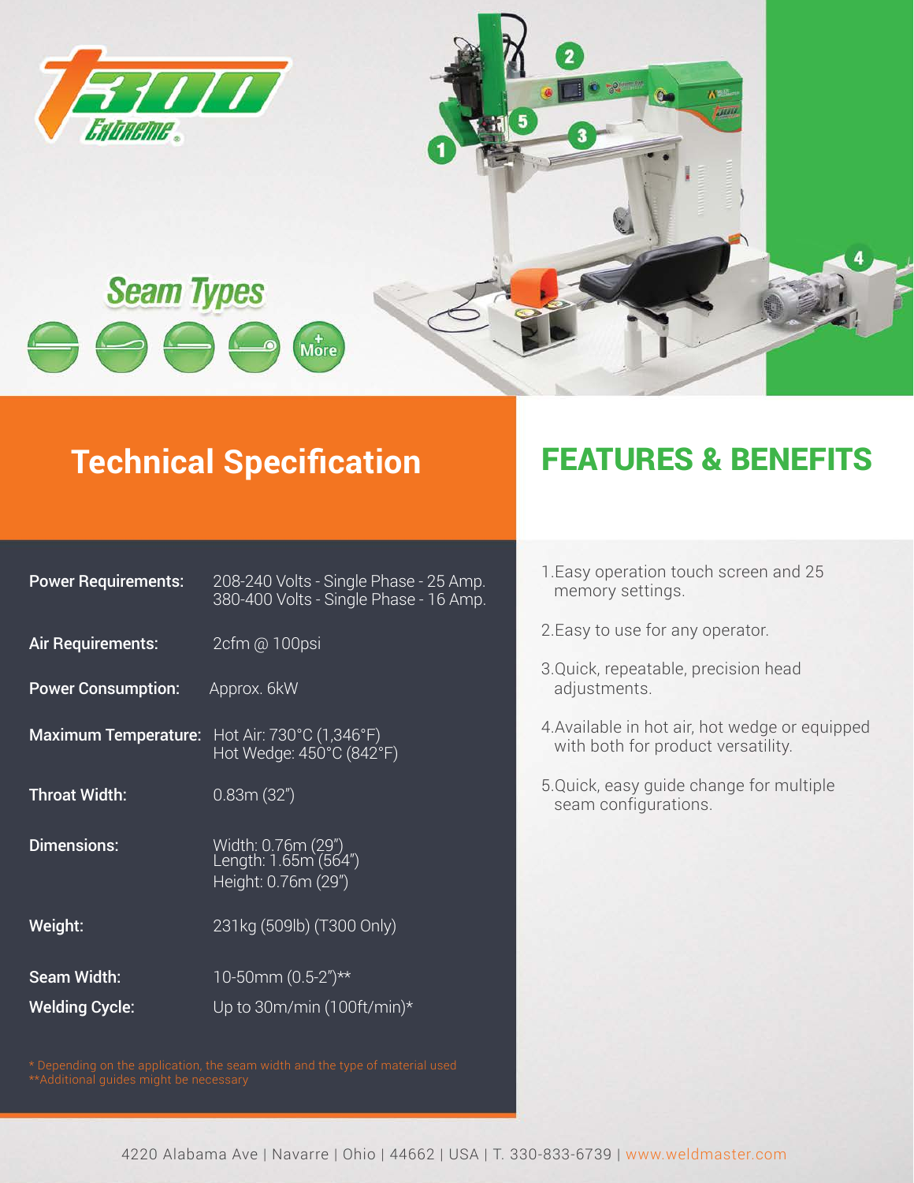T300 Extreme

## Seam Types

More

## Technical Specification

| | |
|---|---|
| **Power Requirements:** | 208-240 Volts - Single Phase - 25 Amp.<br>380-400 Volts - Single Phase - 16 Amp. |
| **Air Requirements:** | 2cfm @ 100psi |
| **Power Consumption:** | Approx. 6kW |
| **Maximum Temperature:** | Hot Air: 730°C (1,346°F)<br>Hot Wedge: 450°C (842°F) |
| **Throat Width:** | 0.83m (32") |
| **Dimensions:** | Width: 0.76m (29")<br>Length: 1.65m (564")<br>Height: 0.76m (29") |
| **Weight:** | 231kg (509lb) (T300 Only) |
| **Seam Width:** | 10-50mm (0.5-2")** |
| **Welding Cycle:** | Up to 30m/min (100ft/min)* |

* Depending on the application, the seam width and the type of material used
**Additional guides might be necessary

## FEATURES & BENEFITS

1. Easy operation touch screen and 25 memory settings.
2. Easy to use for any operator.
3. Quick, repeatable, precision head adjustments.
4. Available in hot air, hot wedge or equipped with both for product versatility.
5. Quick, easy guide change for multiple seam configurations.

4220 Alabama Ave | Navarre | Ohio | 44662 | USA | T. 330-833-6739 | www.weldmaster.com